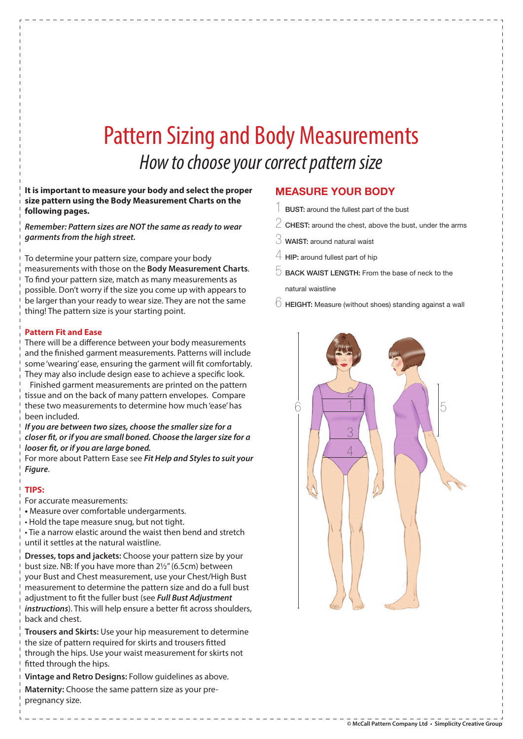# Pattern Sizing and Body Measurements

*How to choose your correct pattern size*

**It is important to measure your body and select the proper size pattern using the Body Measurement Charts on the following pages.**

***Remember: Pattern sizes are NOT the same as ready to wear garments from the high street.***

To determine your pattern size, compare your body measurements with those on the **Body Measurement Charts**. To find your pattern size, match as many measurements as possible. Don't worry if the size you come up with appears to be larger than your ready to wear size. They are not the same thing! The pattern size is your starting point.

### Pattern Fit and Ease

There will be a difference between your body measurements and the finished garment measurements. Patterns will include some 'wearing' ease, ensuring the garment will fit comfortably. They may also include design ease to achieve a specific look.

Finished garment measurements are printed on the pattern tissue and on the back of many pattern envelopes. Compare these two measurements to determine how much 'ease' has been included.

***If you are between two sizes, choose the smaller size for a closer fit, or if you are small boned. Choose the larger size for a looser fit, or if you are large boned.***

For more about Pattern Ease see ***Fit Help and Styles to suit your Figure***.

### TIPS:

For accurate measurements:

- Measure over comfortable undergarments.
- Hold the tape measure snug, but not tight.
- Tie a narrow elastic around the waist then bend and stretch until it settles at the natural waistline.

**Dresses, tops and jackets:** Choose your pattern size by your bust size. NB: If you have more than 2½" (6.5cm) between your Bust and Chest measurement, use your Chest/High Bust measurement to determine the pattern size and do a full bust adjustment to fit the fuller bust (see ***Full Bust Adjustment instructions***). This will help ensure a better fit across shoulders, back and chest.

**Trousers and Skirts:** Use your hip measurement to determine the size of pattern required for skirts and trousers fitted through the hips. Use your waist measurement for skirts not fitted through the hips.

**Vintage and Retro Designs:** Follow guidelines as above.

**Maternity:** Choose the same pattern size as your pre-pregnancy size.

## MEASURE YOUR BODY

1. **BUST:** around the fullest part of the bust
2. **CHEST:** around the chest, above the bust, under the arms
3. **WAIST:** around natural waist
4. **HIP:** around fullest part of hip
5. **BACK WAIST LENGTH:** From the base of neck to the natural waistline
6. **HEIGHT:** Measure (without shoes) standing against a wall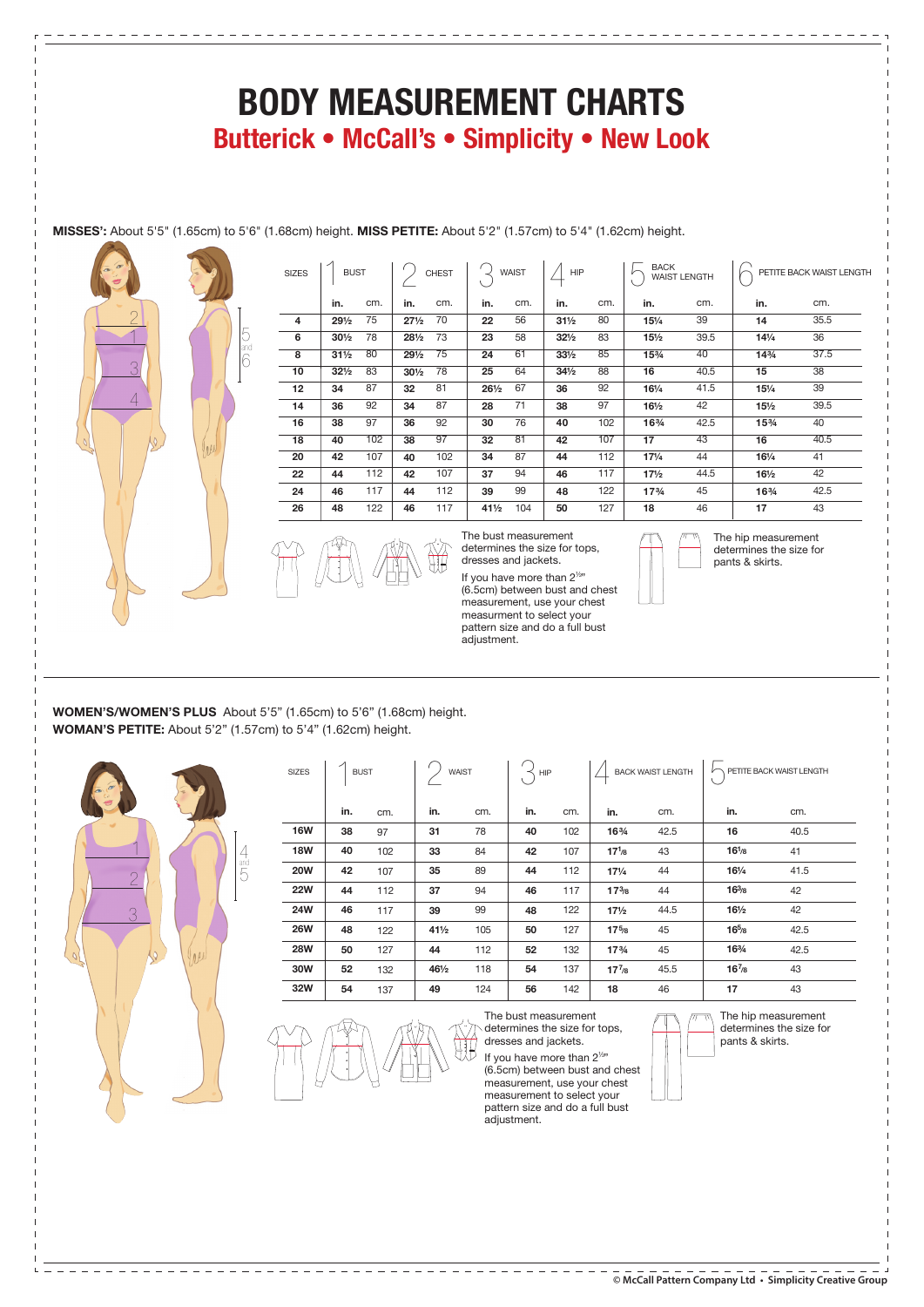# BODY MEASUREMENT CHARTS

## Butterick • McCall's • Simplicity • New Look

**MISSES':** About 5'5" (1.65cm) to 5'6" (1.68cm) height. **MISS PETITE:** About 5'2" (1.57cm) to 5'4" (1.62cm) height.

| SIZES | 1 BUST | | 2 CHEST | | 3 WAIST | | 4 HIP | | 5 BACK WAIST LENGTH | | 6 PETITE BACK WAIST LENGTH | |
|---|---|---|---|---|---|---|---|---|---|---|---|---|
| | in. | cm. | in. | cm. | in. | cm. | in. | cm. | in. | cm. | in. | cm. |
| 4 | 29½ | 75 | 27½ | 70 | 22 | 56 | 31½ | 80 | 15¼ | 39 | 14 | 35.5 |
| 6 | 30½ | 78 | 28½ | 73 | 23 | 58 | 32½ | 83 | 15½ | 39.5 | 14¼ | 36 |
| 8 | 31½ | 80 | 29½ | 75 | 24 | 61 | 33½ | 85 | 15¾ | 40 | 14¾ | 37.5 |
| 10 | 32½ | 83 | 30½ | 78 | 25 | 64 | 34½ | 88 | 16 | 40.5 | 15 | 38 |
| 12 | 34 | 87 | 32 | 81 | 26½ | 67 | 36 | 92 | 16¼ | 41.5 | 15¼ | 39 |
| 14 | 36 | 92 | 34 | 87 | 28 | 71 | 38 | 97 | 16½ | 42 | 15½ | 39.5 |
| 16 | 38 | 97 | 36 | 92 | 30 | 76 | 40 | 102 | 16¾ | 42.5 | 15¾ | 40 |
| 18 | 40 | 102 | 38 | 97 | 32 | 81 | 42 | 107 | 17 | 43 | 16 | 40.5 |
| 20 | 42 | 107 | 40 | 102 | 34 | 87 | 44 | 112 | 17¼ | 44 | 16¼ | 41 |
| 22 | 44 | 112 | 42 | 107 | 37 | 94 | 46 | 117 | 17½ | 44.5 | 16½ | 42 |
| 24 | 46 | 117 | 44 | 112 | 39 | 99 | 48 | 122 | 17¾ | 45 | 16¾ | 42.5 |
| 26 | 48 | 122 | 46 | 117 | 41½ | 104 | 50 | 127 | 18 | 46 | 17 | 43 |

The bust measurement determines the size for tops, dresses and jackets.

If you have more than 2½" (6.5cm) between bust and chest measurement, use your chest measurment to select your pattern size and do a full bust adjustment.

The hip measurement determines the size for pants & skirts.

**WOMEN'S/WOMEN'S PLUS** About 5'5" (1.65cm) to 5'6" (1.68cm) height.
**WOMAN'S PETITE:** About 5'2" (1.57cm) to 5'4" (1.62cm) height.

| SIZES | 1 BUST | | 2 WAIST | | 3 HIP | | 4 BACK WAIST LENGTH | | 5 PETITE BACK WAIST LENGTH | |
|---|---|---|---|---|---|---|---|---|---|---|
| | in. | cm. | in. | cm. | in. | cm. | in. | cm. | in. | cm. |
| 16W | 38 | 97 | 31 | 78 | 40 | 102 | 16¾ | 42.5 | 16 | 40.5 |
| 18W | 40 | 102 | 33 | 84 | 42 | 107 | 17⅛ | 43 | 16⅛ | 41 |
| 20W | 42 | 107 | 35 | 89 | 44 | 112 | 17¼ | 44 | 16¼ | 41.5 |
| 22W | 44 | 112 | 37 | 94 | 46 | 117 | 17⅜ | 44 | 16⅜ | 42 |
| 24W | 46 | 117 | 39 | 99 | 48 | 122 | 17½ | 44.5 | 16½ | 42 |
| 26W | 48 | 122 | 41½ | 105 | 50 | 127 | 17⅝ | 45 | 16⅝ | 42.5 |
| 28W | 50 | 127 | 44 | 112 | 52 | 132 | 17¾ | 45 | 16¾ | 42.5 |
| 30W | 52 | 132 | 46½ | 118 | 54 | 137 | 17⅞ | 45.5 | 16⅞ | 43 |
| 32W | 54 | 137 | 49 | 124 | 56 | 142 | 18 | 46 | 17 | 43 |

The bust measurement determines the size for tops, dresses and jackets.

If you have more than 2½" (6.5cm) between bust and chest measurement, use your chest measurement to select your pattern size and do a full bust adjustment.

The hip measurement determines the size for pants & skirts.

© McCall Pattern Company Ltd • Simplicity Creative Group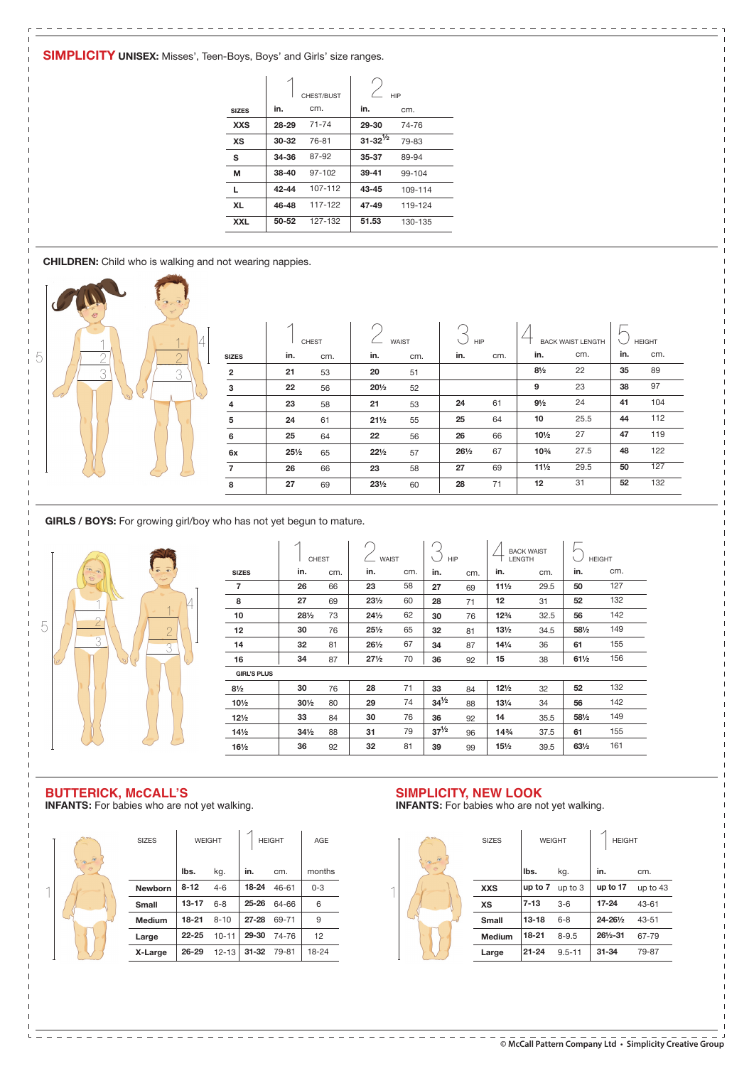## SIMPLICITY UNISEX: Misses', Teen-Boys, Boys' and Girls' size ranges.

| SIZES | 1 CHEST/BUST in. | cm. | 2 HIP in. | cm. |
|---|---|---|---|---|
| XXS | 28-29 | 71-74 | 29-30 | 74-76 |
| XS | 30-32 | 76-81 | 31-32½ | 79-83 |
| S | 34-36 | 87-92 | 35-37 | 89-94 |
| M | 38-40 | 97-102 | 39-41 | 99-104 |
| L | 42-44 | 107-112 | 43-45 | 109-114 |
| XL | 46-48 | 117-122 | 47-49 | 119-124 |
| XXL | 50-52 | 127-132 | 51.53 | 130-135 |

**CHILDREN:** Child who is walking and not wearing nappies.

| SIZES | 1 CHEST in. | cm. | 2 WAIST in. | cm. | 3 HIP in. | cm. | 4 BACK WAIST LENGTH in. | cm. | 5 HEIGHT in. | cm. |
|---|---|---|---|---|---|---|---|---|---|---|
| 2 | 21 | 53 | 20 | 51 | | | 8½ | 22 | 35 | 89 |
| 3 | 22 | 56 | 20½ | 52 | | | 9 | 23 | 38 | 97 |
| 4 | 23 | 58 | 21 | 53 | 24 | 61 | 9½ | 24 | 41 | 104 |
| 5 | 24 | 61 | 21½ | 55 | 25 | 64 | 10 | 25.5 | 44 | 112 |
| 6 | 25 | 64 | 22 | 56 | 26 | 66 | 10½ | 27 | 47 | 119 |
| 6x | 25½ | 65 | 22½ | 57 | 26½ | 67 | 10¾ | 27.5 | 48 | 122 |
| 7 | 26 | 66 | 23 | 58 | 27 | 69 | 11½ | 29.5 | 50 | 127 |
| 8 | 27 | 69 | 23½ | 60 | 28 | 71 | 12 | 31 | 52 | 132 |

**GIRLS / BOYS:** For growing girl/boy who has not yet begun to mature.

| SIZES | 1 CHEST in. | cm. | 2 WAIST in. | cm. | 3 HIP in. | cm. | 4 BACK WAIST LENGTH in. | cm. | 5 HEIGHT in. | cm. |
|---|---|---|---|---|---|---|---|---|---|---|
| 7 | 26 | 66 | 23 | 58 | 27 | 69 | 11½ | 29.5 | 50 | 127 |
| 8 | 27 | 69 | 23½ | 60 | 28 | 71 | 12 | 31 | 52 | 132 |
| 10 | 28½ | 73 | 24½ | 62 | 30 | 76 | 12¾ | 32.5 | 56 | 142 |
| 12 | 30 | 76 | 25½ | 65 | 32 | 81 | 13½ | 34.5 | 58½ | 149 |
| 14 | 32 | 81 | 26½ | 67 | 34 | 87 | 14¼ | 36 | 61 | 155 |
| 16 | 34 | 87 | 27½ | 70 | 36 | 92 | 15 | 38 | 61½ | 156 |
| GIRL'S PLUS | | | | | | | | | | |
| 8½ | 30 | 76 | 28 | 71 | 33 | 84 | 12½ | 32 | 52 | 132 |
| 10½ | 30½ | 80 | 29 | 74 | 34½ | 88 | 13¼ | 34 | 56 | 142 |
| 12½ | 33 | 84 | 30 | 76 | 36 | 92 | 14 | 35.5 | 58½ | 149 |
| 14½ | 34½ | 88 | 31 | 79 | 37½ | 96 | 14¾ | 37.5 | 61 | 155 |
| 16½ | 36 | 92 | 32 | 81 | 39 | 99 | 15½ | 39.5 | 63½ | 161 |

## BUTTERICK, McCALL'S

**INFANTS:** For babies who are not yet walking.

| SIZES | WEIGHT lbs. | kg. | 1 HEIGHT in. | cm. | AGE months |
|---|---|---|---|---|---|
| Newborn | 8-12 | 4-6 | 18-24 | 46-61 | 0-3 |
| Small | 13-17 | 6-8 | 25-26 | 64-66 | 6 |
| Medium | 18-21 | 8-10 | 27-28 | 69-71 | 9 |
| Large | 22-25 | 10-11 | 29-30 | 74-76 | 12 |
| X-Large | 26-29 | 12-13 | 31-32 | 79-81 | 18-24 |

## SIMPLICITY, NEW LOOK

**INFANTS:** For babies who are not yet walking.

| SIZES | WEIGHT lbs. | kg. | 1 HEIGHT in. | cm. |
|---|---|---|---|---|
| XXS | up to 7 | up to 3 | up to 17 | up to 43 |
| XS | 7-13 | 3-6 | 17-24 | 43-61 |
| Small | 13-18 | 6-8 | 24-26½ | 43-51 |
| Medium | 18-21 | 8-9.5 | 26½-31 | 67-79 |
| Large | 21-24 | 9.5-11 | 31-34 | 79-87 |

© McCall Pattern Company Ltd • Simplicity Creative Group